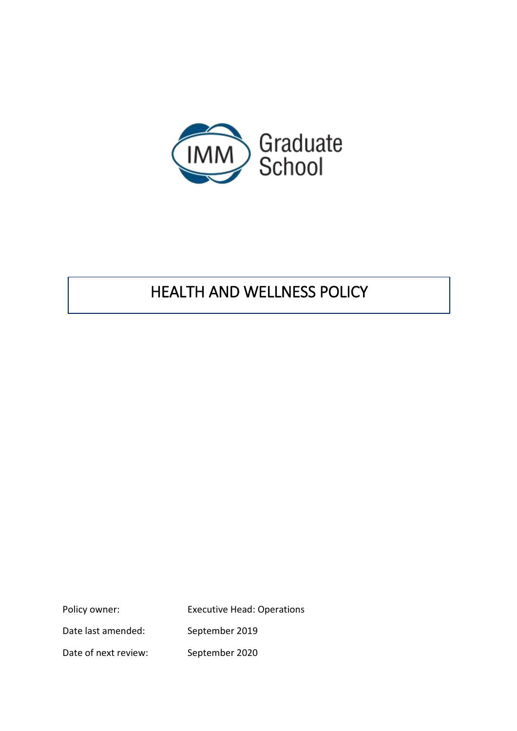IMM Graduate School

# HEALTH AND WELLNESS POLICY

| | |
|---|---|
| Policy owner: | Executive Head: Operations |
| Date last amended: | September 2019 |
| Date of next review: | September 2020 |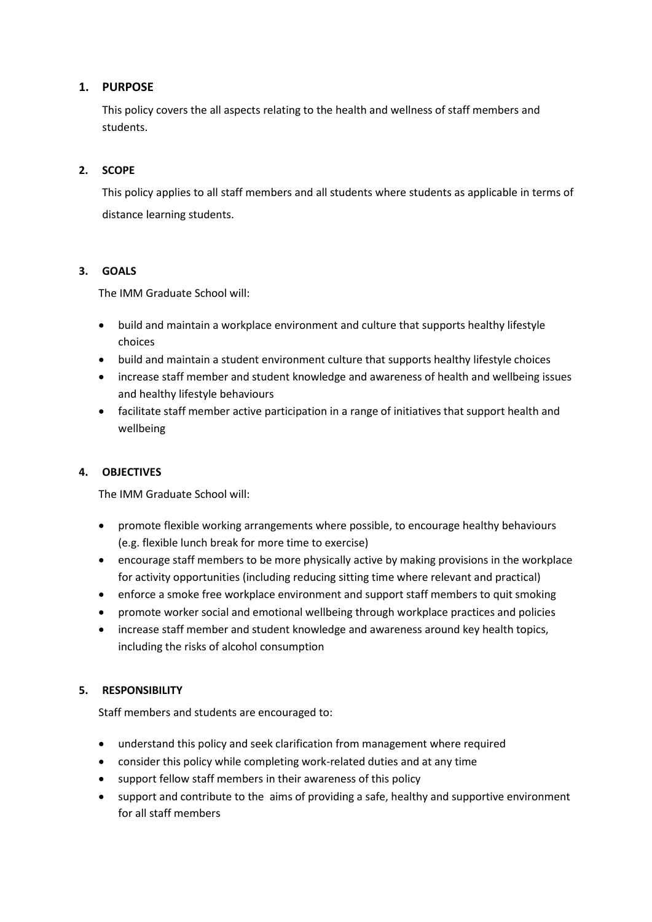## 1. PURPOSE

This policy covers the all aspects relating to the health and wellness of staff members and students.

## 2. SCOPE

This policy applies to all staff members and all students where students as applicable in terms of distance learning students.

## 3. GOALS

The IMM Graduate School will:

- build and maintain a workplace environment and culture that supports healthy lifestyle choices
- build and maintain a student environment culture that supports healthy lifestyle choices
- increase staff member and student knowledge and awareness of health and wellbeing issues and healthy lifestyle behaviours
- facilitate staff member active participation in a range of initiatives that support health and wellbeing

## 4. OBJECTIVES

The IMM Graduate School will:

- promote flexible working arrangements where possible, to encourage healthy behaviours (e.g. flexible lunch break for more time to exercise)
- encourage staff members to be more physically active by making provisions in the workplace for activity opportunities (including reducing sitting time where relevant and practical)
- enforce a smoke free workplace environment and support staff members to quit smoking
- promote worker social and emotional wellbeing through workplace practices and policies
- increase staff member and student knowledge and awareness around key health topics, including the risks of alcohol consumption

## 5. RESPONSIBILITY

Staff members and students are encouraged to:

- understand this policy and seek clarification from management where required
- consider this policy while completing work-related duties and at any time
- support fellow staff members in their awareness of this policy
- support and contribute to the aims of providing a safe, healthy and supportive environment for all staff members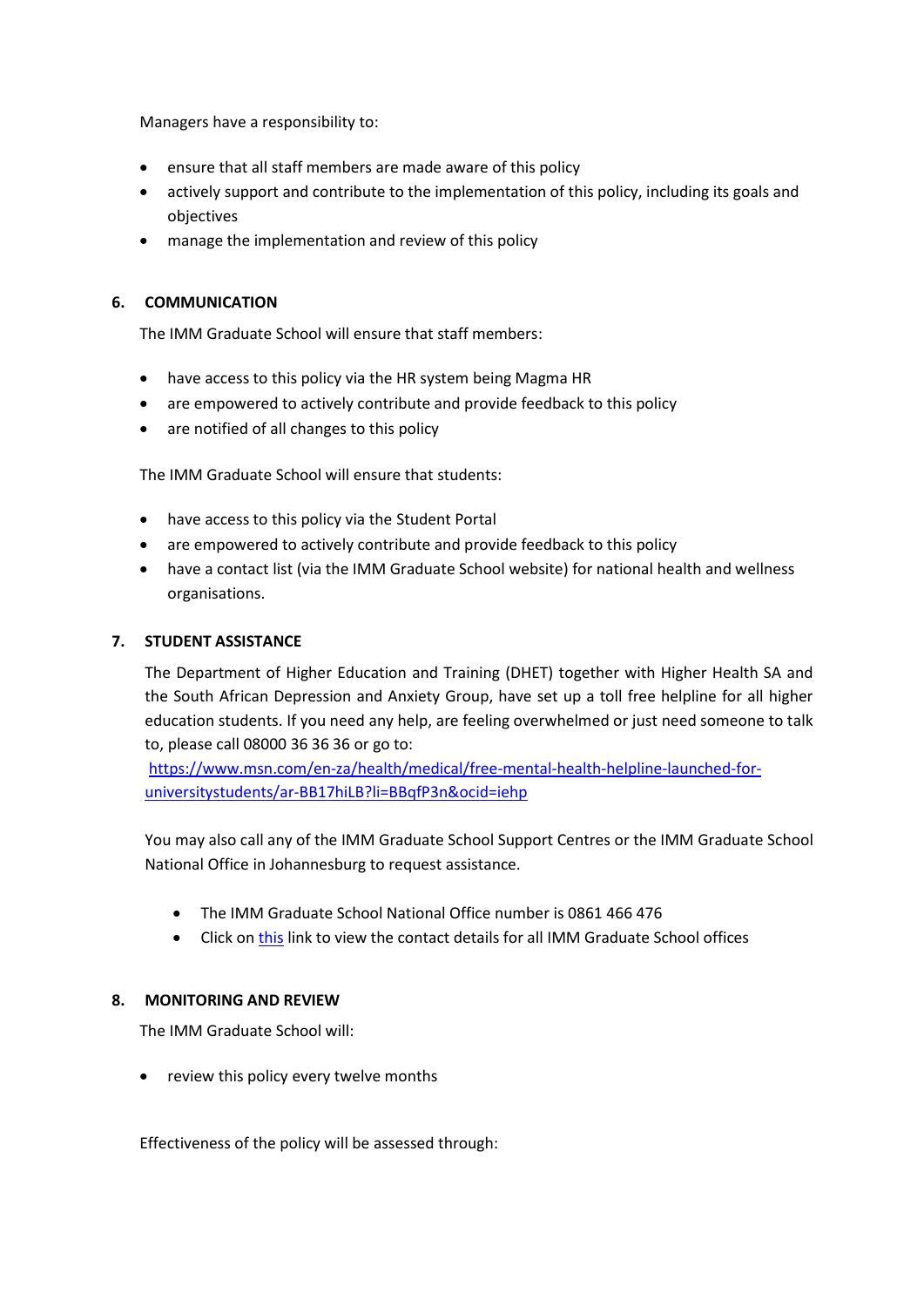Managers have a responsibility to:

- ensure that all staff members are made aware of this policy
- actively support and contribute to the implementation of this policy, including its goals and objectives
- manage the implementation and review of this policy

## 6. COMMUNICATION

The IMM Graduate School will ensure that staff members:

- have access to this policy via the HR system being Magma HR
- are empowered to actively contribute and provide feedback to this policy
- are notified of all changes to this policy

The IMM Graduate School will ensure that students:

- have access to this policy via the Student Portal
- are empowered to actively contribute and provide feedback to this policy
- have a contact list (via the IMM Graduate School website) for national health and wellness organisations.

## 7. STUDENT ASSISTANCE

The Department of Higher Education and Training (DHET) together with Higher Health SA and the South African Depression and Anxiety Group, have set up a toll free helpline for all higher education students. If you need any help, are feeling overwhelmed or just need someone to talk to, please call 08000 36 36 36 or go to:
https://www.msn.com/en-za/health/medical/free-mental-health-helpline-launched-for-universitystudents/ar-BB17hiLB?li=BBqfP3n&ocid=iehp

You may also call any of the IMM Graduate School Support Centres or the IMM Graduate School National Office in Johannesburg to request assistance.

- The IMM Graduate School National Office number is 0861 466 476
- Click on this link to view the contact details for all IMM Graduate School offices

## 8. MONITORING AND REVIEW

The IMM Graduate School will:

- review this policy every twelve months

Effectiveness of the policy will be assessed through: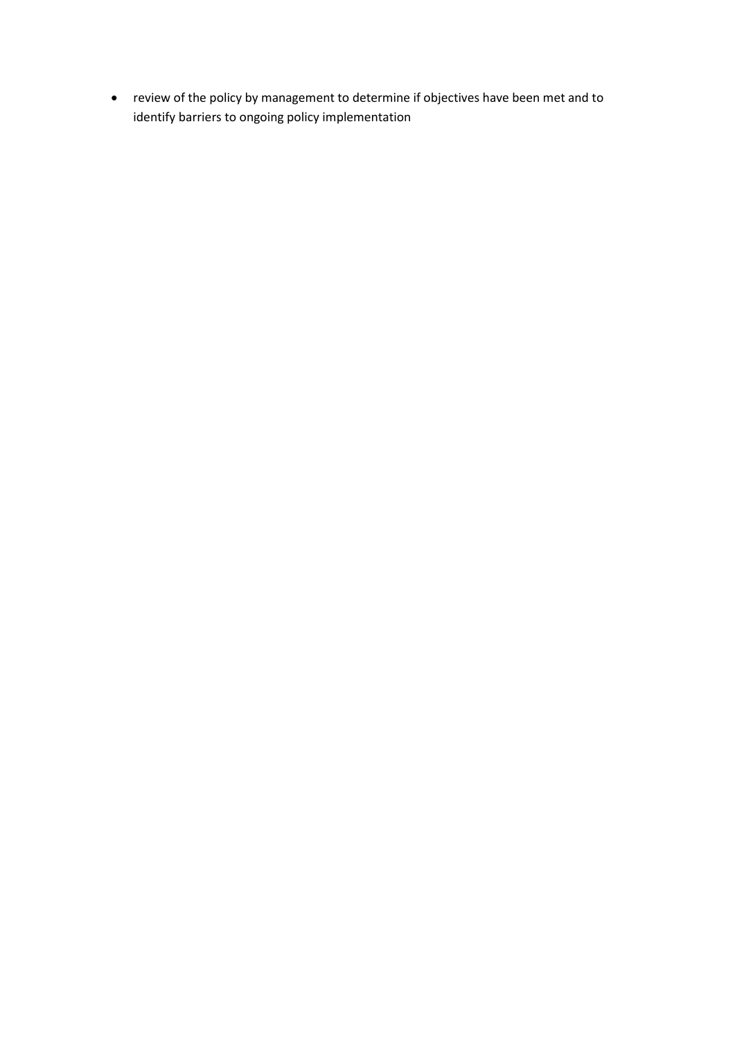- review of the policy by management to determine if objectives have been met and to identify barriers to ongoing policy implementation